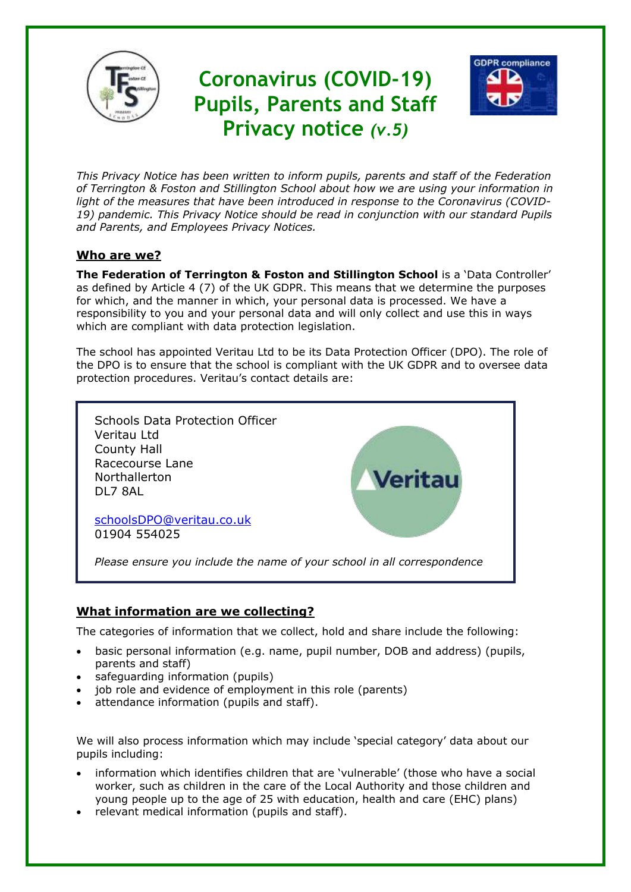# Coronavirus (COVID-19) Pupils, Parents and Staff Privacy notice *(v.5)*

*This Privacy Notice has been written to inform pupils, parents and staff of the Federation of Terrington & Foston and Stillington School about how we are using your information in light of the measures that have been introduced in response to the Coronavirus (COVID-19) pandemic. This Privacy Notice should be read in conjunction with our standard Pupils and Parents, and Employees Privacy Notices.*

## Who are we?

**The Federation of Terrington & Foston and Stillington School** is a 'Data Controller' as defined by Article 4 (7) of the UK GDPR. This means that we determine the purposes for which, and the manner in which, your personal data is processed. We have a responsibility to you and your personal data and will only collect and use this in ways which are compliant with data protection legislation.

The school has appointed Veritau Ltd to be its Data Protection Officer (DPO). The role of the DPO is to ensure that the school is compliant with the UK GDPR and to oversee data protection procedures. Veritau's contact details are:

Schools Data Protection Officer
Veritau Ltd
County Hall
Racecourse Lane
Northallerton
DL7 8AL

schoolsDPO@veritau.co.uk
01904 554025

*Please ensure you include the name of your school in all correspondence*

## What information are we collecting?

The categories of information that we collect, hold and share include the following:

- basic personal information (e.g. name, pupil number, DOB and address) (pupils, parents and staff)
- safeguarding information (pupils)
- job role and evidence of employment in this role (parents)
- attendance information (pupils and staff).

We will also process information which may include 'special category' data about our pupils including:

- information which identifies children that are 'vulnerable' (those who have a social worker, such as children in the care of the Local Authority and those children and young people up to the age of 25 with education, health and care (EHC) plans)
- relevant medical information (pupils and staff).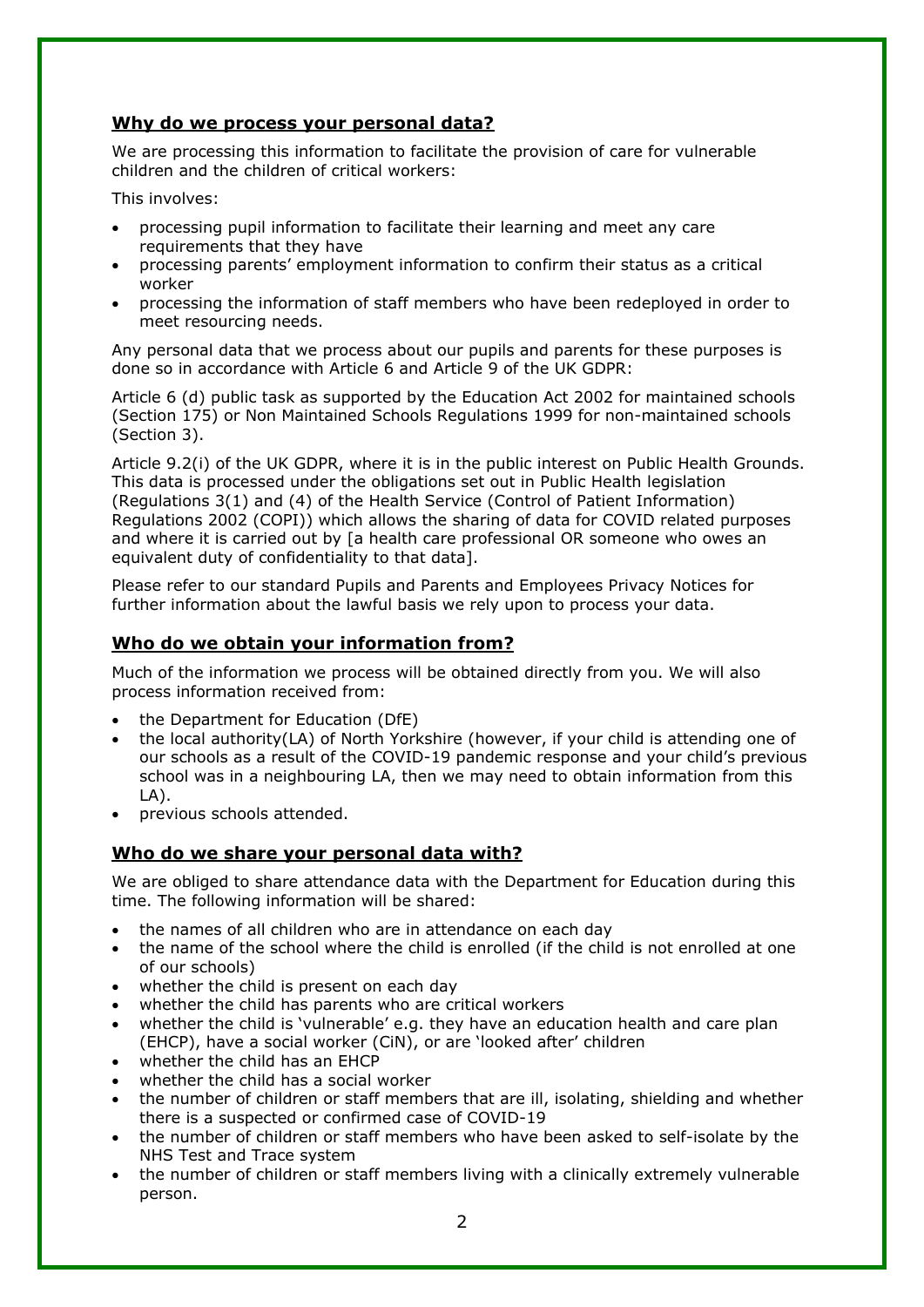## Why do we process your personal data?

We are processing this information to facilitate the provision of care for vulnerable children and the children of critical workers:

This involves:

- processing pupil information to facilitate their learning and meet any care requirements that they have
- processing parents' employment information to confirm their status as a critical worker
- processing the information of staff members who have been redeployed in order to meet resourcing needs.

Any personal data that we process about our pupils and parents for these purposes is done so in accordance with Article 6 and Article 9 of the UK GDPR:

Article 6 (d) public task as supported by the Education Act 2002 for maintained schools (Section 175) or Non Maintained Schools Regulations 1999 for non-maintained schools (Section 3).

Article 9.2(i) of the UK GDPR, where it is in the public interest on Public Health Grounds. This data is processed under the obligations set out in Public Health legislation (Regulations 3(1) and (4) of the Health Service (Control of Patient Information) Regulations 2002 (COPI)) which allows the sharing of data for COVID related purposes and where it is carried out by [a health care professional OR someone who owes an equivalent duty of confidentiality to that data].

Please refer to our standard Pupils and Parents and Employees Privacy Notices for further information about the lawful basis we rely upon to process your data.

## Who do we obtain your information from?

Much of the information we process will be obtained directly from you. We will also process information received from:

- the Department for Education (DfE)
- the local authority(LA) of North Yorkshire (however, if your child is attending one of our schools as a result of the COVID-19 pandemic response and your child's previous school was in a neighbouring LA, then we may need to obtain information from this LA).
- previous schools attended.

## Who do we share your personal data with?

We are obliged to share attendance data with the Department for Education during this time. The following information will be shared:

- the names of all children who are in attendance on each day
- the name of the school where the child is enrolled (if the child is not enrolled at one of our schools)
- whether the child is present on each day
- whether the child has parents who are critical workers
- whether the child is 'vulnerable' e.g. they have an education health and care plan (EHCP), have a social worker (CiN), or are 'looked after' children
- whether the child has an EHCP
- whether the child has a social worker
- the number of children or staff members that are ill, isolating, shielding and whether there is a suspected or confirmed case of COVID-19
- the number of children or staff members who have been asked to self-isolate by the NHS Test and Trace system
- the number of children or staff members living with a clinically extremely vulnerable person.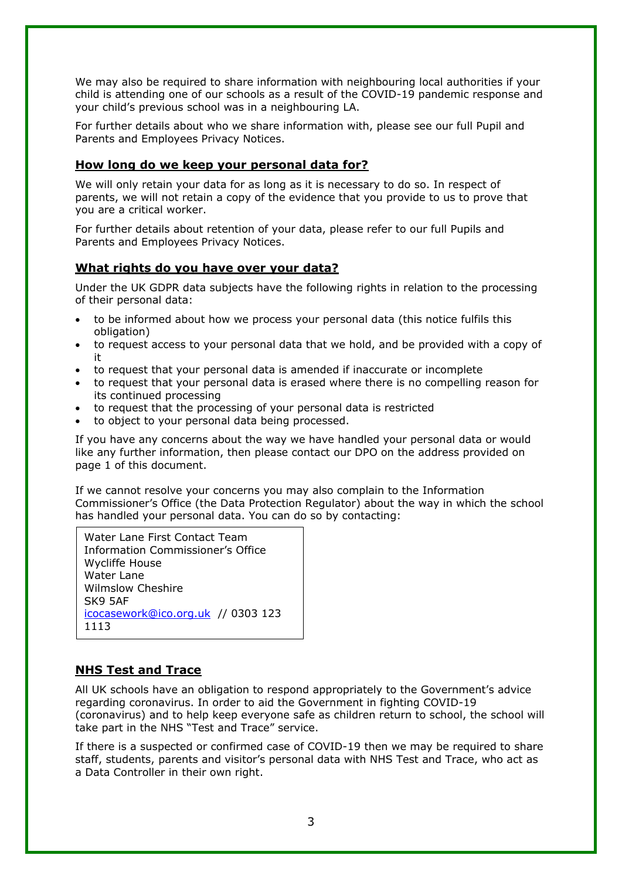We may also be required to share information with neighbouring local authorities if your child is attending one of our schools as a result of the COVID-19 pandemic response and your child's previous school was in a neighbouring LA.

For further details about who we share information with, please see our full Pupil and Parents and Employees Privacy Notices.

## How long do we keep your personal data for?

We will only retain your data for as long as it is necessary to do so. In respect of parents, we will not retain a copy of the evidence that you provide to us to prove that you are a critical worker.

For further details about retention of your data, please refer to our full Pupils and Parents and Employees Privacy Notices.

## What rights do you have over your data?

Under the UK GDPR data subjects have the following rights in relation to the processing of their personal data:

- to be informed about how we process your personal data (this notice fulfils this obligation)
- to request access to your personal data that we hold, and be provided with a copy of it
- to request that your personal data is amended if inaccurate or incomplete
- to request that your personal data is erased where there is no compelling reason for its continued processing
- to request that the processing of your personal data is restricted
- to object to your personal data being processed.

If you have any concerns about the way we have handled your personal data or would like any further information, then please contact our DPO on the address provided on page 1 of this document.

If we cannot resolve your concerns you may also complain to the Information Commissioner's Office (the Data Protection Regulator) about the way in which the school has handled your personal data. You can do so by contacting:

Water Lane First Contact Team
Information Commissioner's Office
Wycliffe House
Water Lane
Wilmslow Cheshire
SK9 5AF
icocasework@ico.org.uk // 0303 123 1113

## NHS Test and Trace

All UK schools have an obligation to respond appropriately to the Government's advice regarding coronavirus. In order to aid the Government in fighting COVID-19 (coronavirus) and to help keep everyone safe as children return to school, the school will take part in the NHS "Test and Trace" service.

If there is a suspected or confirmed case of COVID-19 then we may be required to share staff, students, parents and visitor's personal data with NHS Test and Trace, who act as a Data Controller in their own right.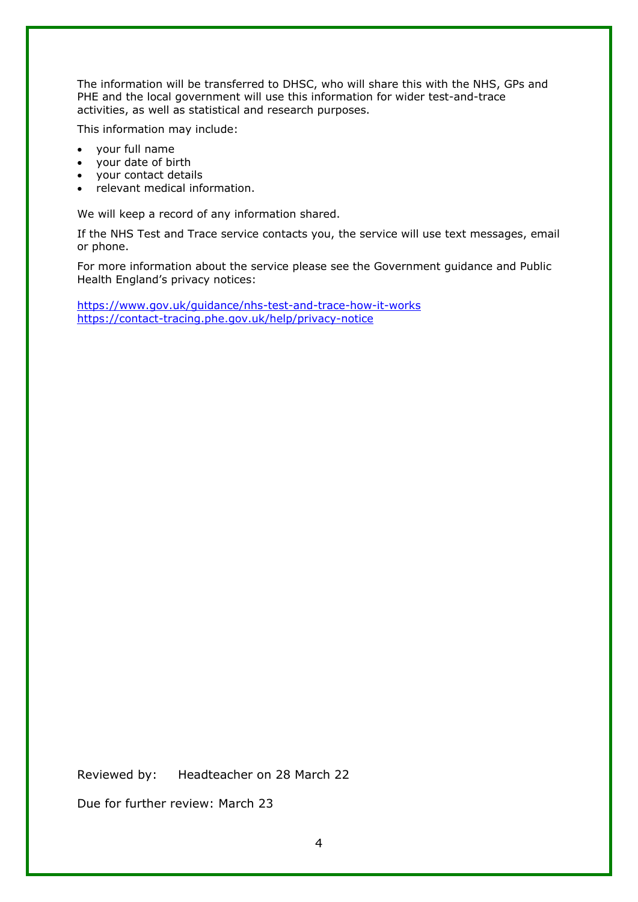The information will be transferred to DHSC, who will share this with the NHS, GPs and PHE and the local government will use this information for wider test-and-trace activities, as well as statistical and research purposes.

This information may include:

- your full name
- your date of birth
- your contact details
- relevant medical information.

We will keep a record of any information shared.

If the NHS Test and Trace service contacts you, the service will use text messages, email or phone.

For more information about the service please see the Government guidance and Public Health England's privacy notices:

https://www.gov.uk/guidance/nhs-test-and-trace-how-it-works
https://contact-tracing.phe.gov.uk/help/privacy-notice

Reviewed by: Headteacher on 28 March 22

Due for further review: March 23